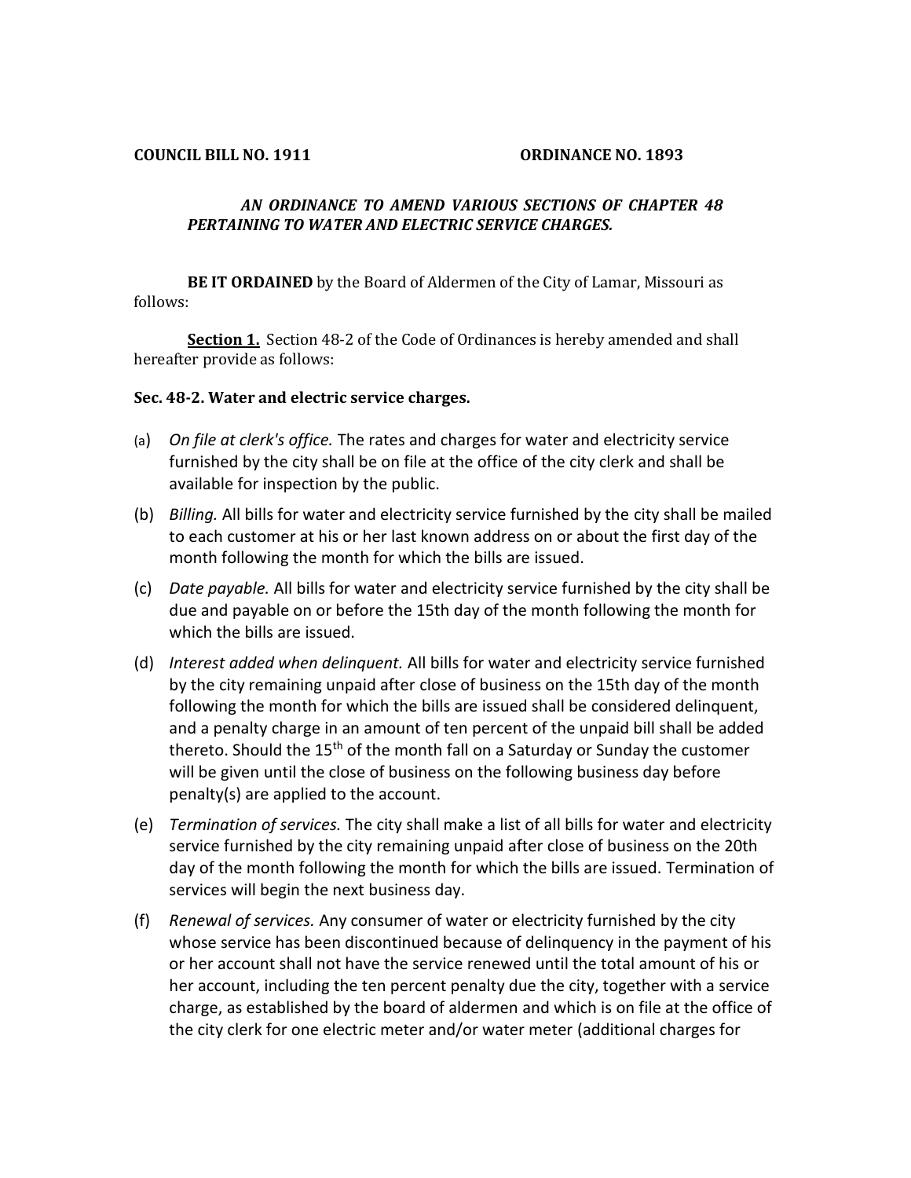**COUNCIL BILL NO. 1911** **ORDINANCE NO. 1893**

***AN ORDINANCE TO AMEND VARIOUS SECTIONS OF CHAPTER 48 PERTAINING TO WATER AND ELECTRIC SERVICE CHARGES.***

**BE IT ORDAINED** by the Board of Aldermen of the City of Lamar, Missouri as follows:

**<u>Section 1.</u>** Section 48-2 of the Code of Ordinances is hereby amended and shall hereafter provide as follows:

**Sec. 48-2. Water and electric service charges.**

(a) *On file at clerk's office.* The rates and charges for water and electricity service furnished by the city shall be on file at the office of the city clerk and shall be available for inspection by the public.

(b) *Billing.* All bills for water and electricity service furnished by the city shall be mailed to each customer at his or her last known address on or about the first day of the month following the month for which the bills are issued.

(c) *Date payable.* All bills for water and electricity service furnished by the city shall be due and payable on or before the 15th day of the month following the month for which the bills are issued.

(d) *Interest added when delinquent.* All bills for water and electricity service furnished by the city remaining unpaid after close of business on the 15th day of the month following the month for which the bills are issued shall be considered delinquent, and a penalty charge in an amount of ten percent of the unpaid bill shall be added thereto. Should the 15th of the month fall on a Saturday or Sunday the customer will be given until the close of business on the following business day before penalty(s) are applied to the account.

(e) *Termination of services.* The city shall make a list of all bills for water and electricity service furnished by the city remaining unpaid after close of business on the 20th day of the month following the month for which the bills are issued. Termination of services will begin the next business day.

(f) *Renewal of services.* Any consumer of water or electricity furnished by the city whose service has been discontinued because of delinquency in the payment of his or her account shall not have the service renewed until the total amount of his or her account, including the ten percent penalty due the city, together with a service charge, as established by the board of aldermen and which is on file at the office of the city clerk for one electric meter and/or water meter (additional charges for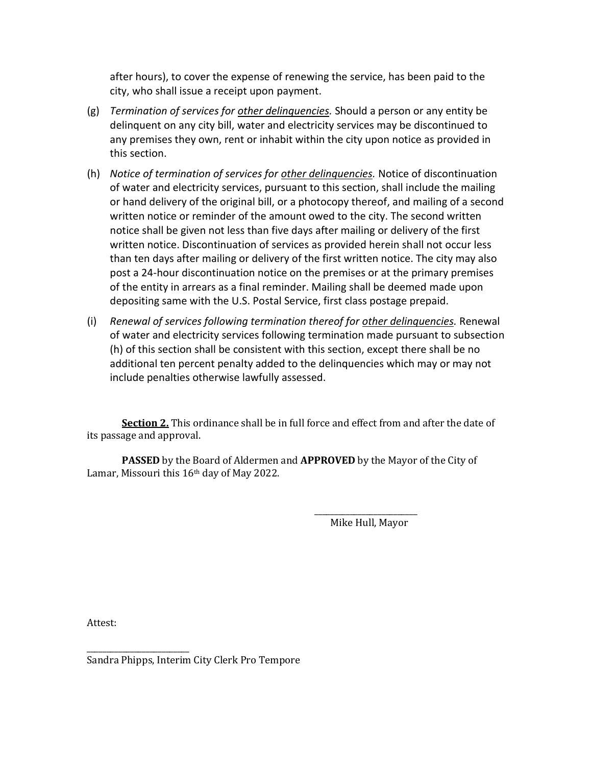after hours), to cover the expense of renewing the service, has been paid to the city, who shall issue a receipt upon payment.

(g) *Termination of services for other delinquencies.* Should a person or any entity be delinquent on any city bill, water and electricity services may be discontinued to any premises they own, rent or inhabit within the city upon notice as provided in this section.

(h) *Notice of termination of services for other delinquencies.* Notice of discontinuation of water and electricity services, pursuant to this section, shall include the mailing or hand delivery of the original bill, or a photocopy thereof, and mailing of a second written notice or reminder of the amount owed to the city. The second written notice shall be given not less than five days after mailing or delivery of the first written notice. Discontinuation of services as provided herein shall not occur less than ten days after mailing or delivery of the first written notice. The city may also post a 24-hour discontinuation notice on the premises or at the primary premises of the entity in arrears as a final reminder. Mailing shall be deemed made upon depositing same with the U.S. Postal Service, first class postage prepaid.

(i) *Renewal of services following termination thereof for other delinquencies.* Renewal of water and electricity services following termination made pursuant to subsection (h) of this section shall be consistent with this section, except there shall be no additional ten percent penalty added to the delinquencies which may or may not include penalties otherwise lawfully assessed.

**Section 2.** This ordinance shall be in full force and effect from and after the date of its passage and approval.

**PASSED** by the Board of Aldermen and **APPROVED** by the Mayor of the City of Lamar, Missouri this 16th day of May 2022.

\_\_\_\_\_\_\_\_\_\_\_\_\_\_\_\_\_\_\_\_\_\_\_\_
Mike Hull, Mayor

Attest:

\_\_\_\_\_\_\_\_\_\_\_\_\_\_\_\_\_\_\_\_\_\_\_\_
Sandra Phipps, Interim City Clerk Pro Tempore